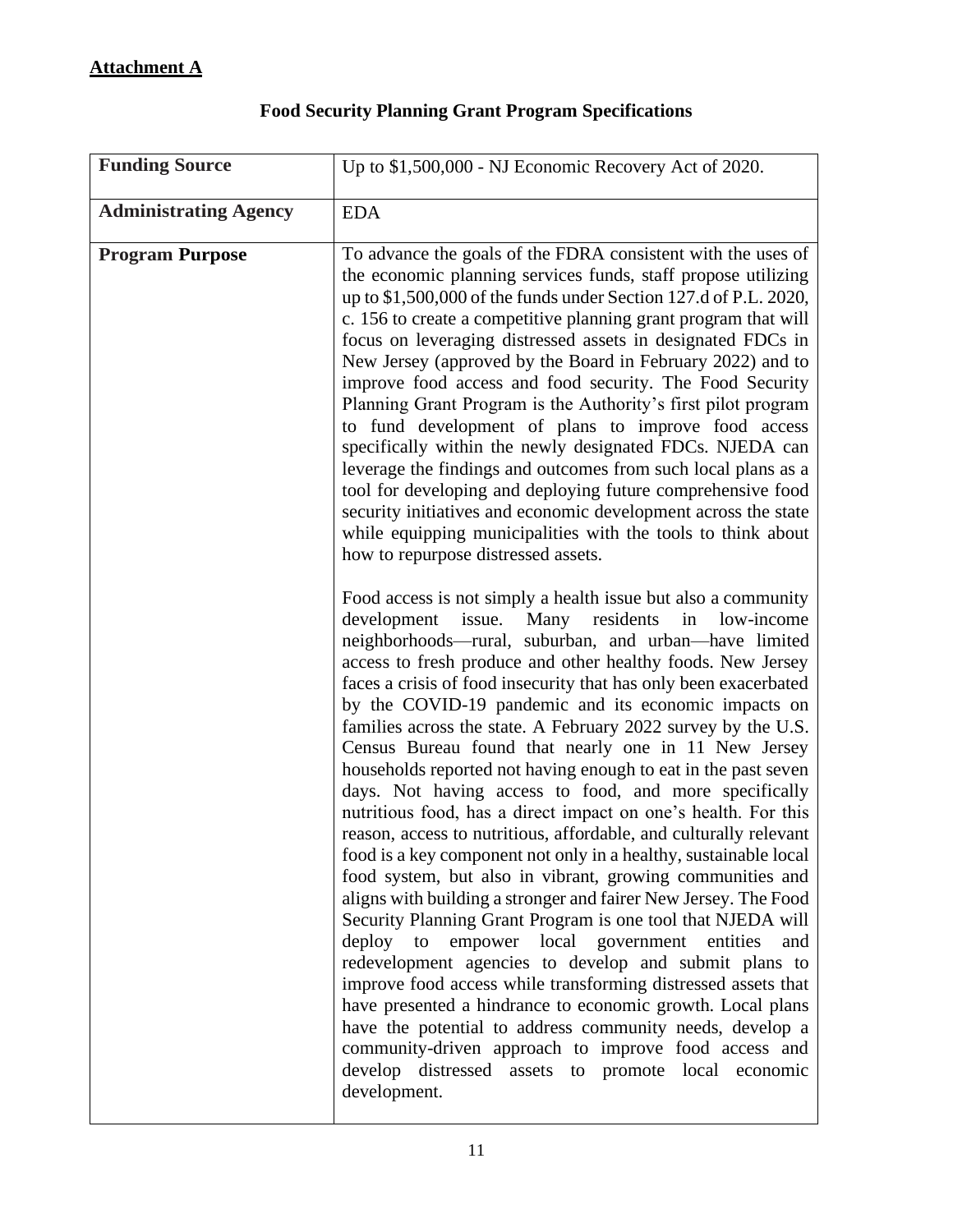**Attachment A**

## Food Security Planning Grant Program Specifications

| | |
|---|---|
| **Funding Source** | Up to $1,500,000 - NJ Economic Recovery Act of 2020. |
| **Administrating Agency** | EDA |
| **Program Purpose** | To advance the goals of the FDRA consistent with the uses of the economic planning services funds, staff propose utilizing up to $1,500,000 of the funds under Section 127.d of P.L. 2020, c. 156 to create a competitive planning grant program that will focus on leveraging distressed assets in designated FDCs in New Jersey (approved by the Board in February 2022) and to improve food access and food security. The Food Security Planning Grant Program is the Authority's first pilot program to fund development of plans to improve food access specifically within the newly designated FDCs. NJEDA can leverage the findings and outcomes from such local plans as a tool for developing and deploying future comprehensive food security initiatives and economic development across the state while equipping municipalities with the tools to think about how to repurpose distressed assets.<br><br>Food access is not simply a health issue but also a community development issue. Many residents in low-income neighborhoods—rural, suburban, and urban—have limited access to fresh produce and other healthy foods. New Jersey faces a crisis of food insecurity that has only been exacerbated by the COVID-19 pandemic and its economic impacts on families across the state. A February 2022 survey by the U.S. Census Bureau found that nearly one in 11 New Jersey households reported not having enough to eat in the past seven days. Not having access to food, and more specifically nutritious food, has a direct impact on one's health. For this reason, access to nutritious, affordable, and culturally relevant food is a key component not only in a healthy, sustainable local food system, but also in vibrant, growing communities and aligns with building a stronger and fairer New Jersey. The Food Security Planning Grant Program is one tool that NJEDA will deploy to empower local government entities and redevelopment agencies to develop and submit plans to improve food access while transforming distressed assets that have presented a hindrance to economic growth. Local plans have the potential to address community needs, develop a community-driven approach to improve food access and develop distressed assets to promote local economic development. |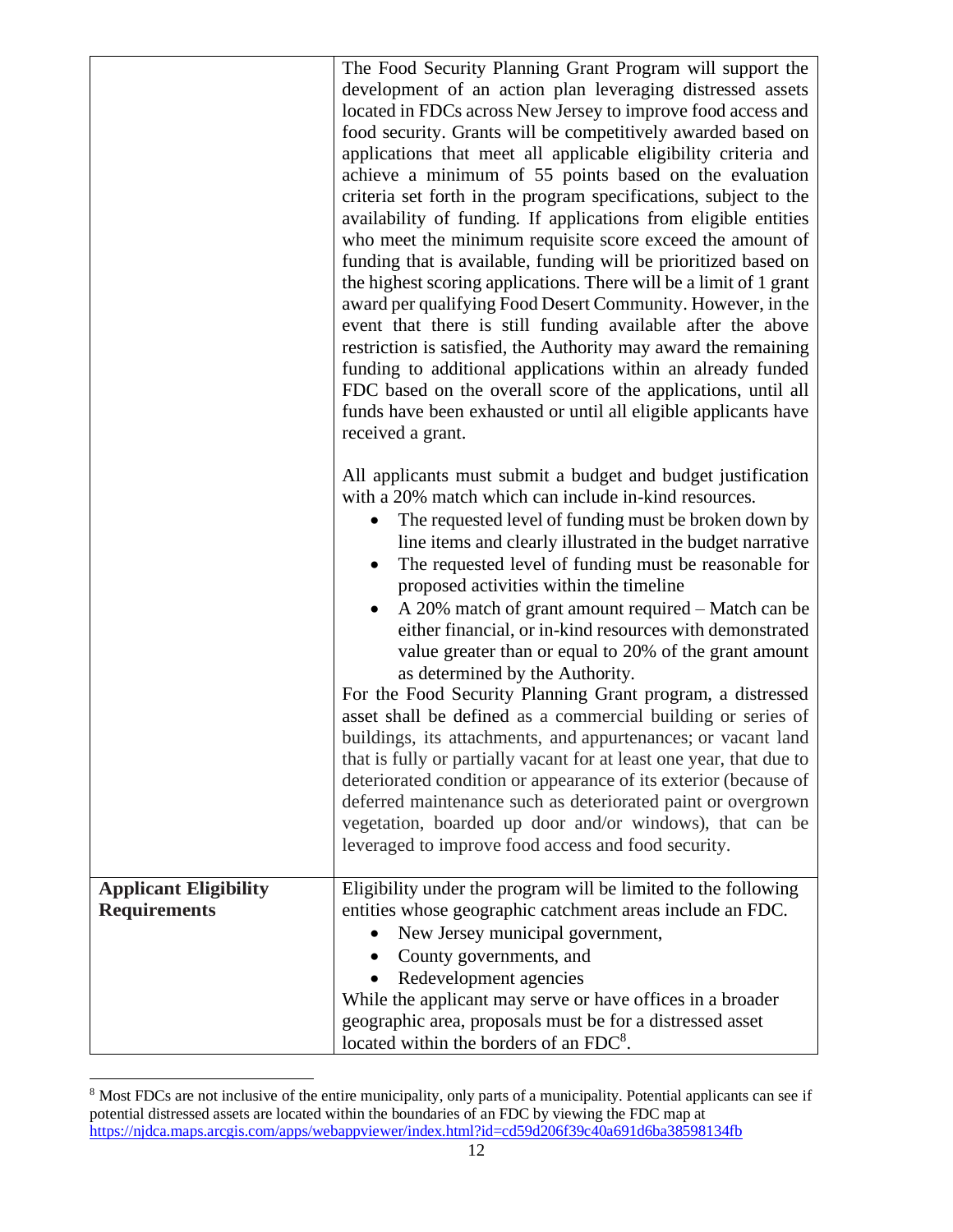| | |
|---|---|
| | The Food Security Planning Grant Program will support the development of an action plan leveraging distressed assets located in FDCs across New Jersey to improve food access and food security. Grants will be competitively awarded based on applications that meet all applicable eligibility criteria and achieve a minimum of 55 points based on the evaluation criteria set forth in the program specifications, subject to the availability of funding. If applications from eligible entities who meet the minimum requisite score exceed the amount of funding that is available, funding will be prioritized based on the highest scoring applications. There will be a limit of 1 grant award per qualifying Food Desert Community. However, in the event that there is still funding available after the above restriction is satisfied, the Authority may award the remaining funding to additional applications within an already funded FDC based on the overall score of the applications, until all funds have been exhausted or until all eligible applicants have received a grant.<br><br>All applicants must submit a budget and budget justification with a 20% match which can include in-kind resources.<br>• The requested level of funding must be broken down by line items and clearly illustrated in the budget narrative<br>• The requested level of funding must be reasonable for proposed activities within the timeline<br>• A 20% match of grant amount required – Match can be either financial, or in-kind resources with demonstrated value greater than or equal to 20% of the grant amount as determined by the Authority.<br>For the Food Security Planning Grant program, a distressed asset shall be defined as a commercial building or series of buildings, its attachments, and appurtenances; or vacant land that is fully or partially vacant for at least one year, that due to deteriorated condition or appearance of its exterior (because of deferred maintenance such as deteriorated paint or overgrown vegetation, boarded up door and/or windows), that can be leveraged to improve food access and food security. |
| **Applicant Eligibility Requirements** | Eligibility under the program will be limited to the following entities whose geographic catchment areas include an FDC.<br>• New Jersey municipal government,<br>• County governments, and<br>• Redevelopment agencies<br>While the applicant may serve or have offices in a broader geographic area, proposals must be for a distressed asset located within the borders of an FDC[8]. |

[8] Most FDCs are not inclusive of the entire municipality, only parts of a municipality. Potential applicants can see if potential distressed assets are located within the boundaries of an FDC by viewing the FDC map at https://njdca.maps.arcgis.com/apps/webappviewer/index.html?id=cd59d206f39c40a691d6ba38598134fb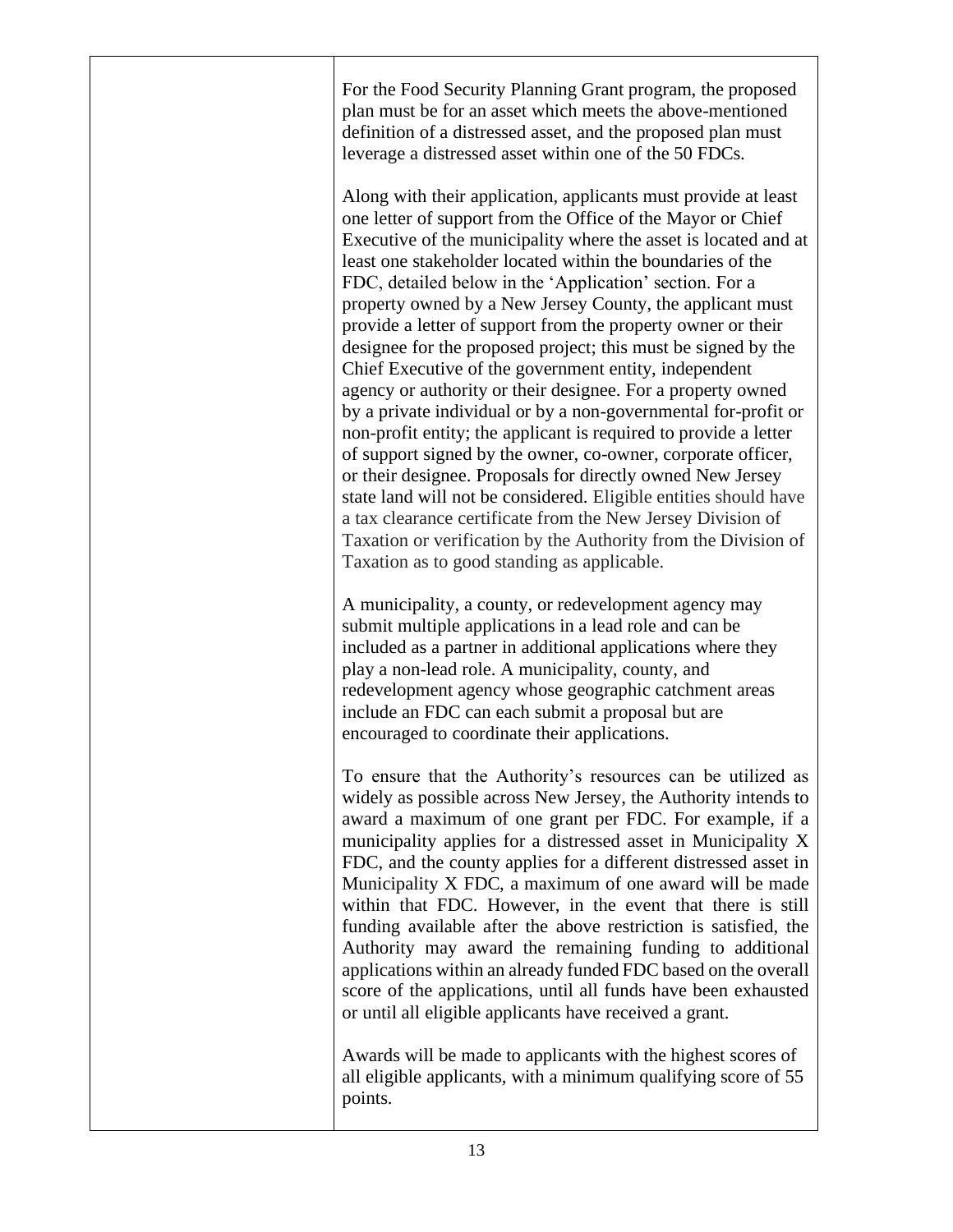| | |
|---|---|
| | For the Food Security Planning Grant program, the proposed plan must be for an asset which meets the above-mentioned definition of a distressed asset, and the proposed plan must leverage a distressed asset within one of the 50 FDCs.<br><br>Along with their application, applicants must provide at least one letter of support from the Office of the Mayor or Chief Executive of the municipality where the asset is located and at least one stakeholder located within the boundaries of the FDC, detailed below in the 'Application' section. For a property owned by a New Jersey County, the applicant must provide a letter of support from the property owner or their designee for the proposed project; this must be signed by the Chief Executive of the government entity, independent agency or authority or their designee. For a property owned by a private individual or by a non-governmental for-profit or non-profit entity; the applicant is required to provide a letter of support signed by the owner, co-owner, corporate officer, or their designee. Proposals for directly owned New Jersey state land will not be considered. Eligible entities should have a tax clearance certificate from the New Jersey Division of Taxation or verification by the Authority from the Division of Taxation as to good standing as applicable.<br><br>A municipality, a county, or redevelopment agency may submit multiple applications in a lead role and can be included as a partner in additional applications where they play a non-lead role. A municipality, county, and redevelopment agency whose geographic catchment areas include an FDC can each submit a proposal but are encouraged to coordinate their applications.<br><br>To ensure that the Authority's resources can be utilized as widely as possible across New Jersey, the Authority intends to award a maximum of one grant per FDC. For example, if a municipality applies for a distressed asset in Municipality X FDC, and the county applies for a different distressed asset in Municipality X FDC, a maximum of one award will be made within that FDC. However, in the event that there is still funding available after the above restriction is satisfied, the Authority may award the remaining funding to additional applications within an already funded FDC based on the overall score of the applications, until all funds have been exhausted or until all eligible applicants have received a grant.<br><br>Awards will be made to applicants with the highest scores of all eligible applicants, with a minimum qualifying score of 55 points. |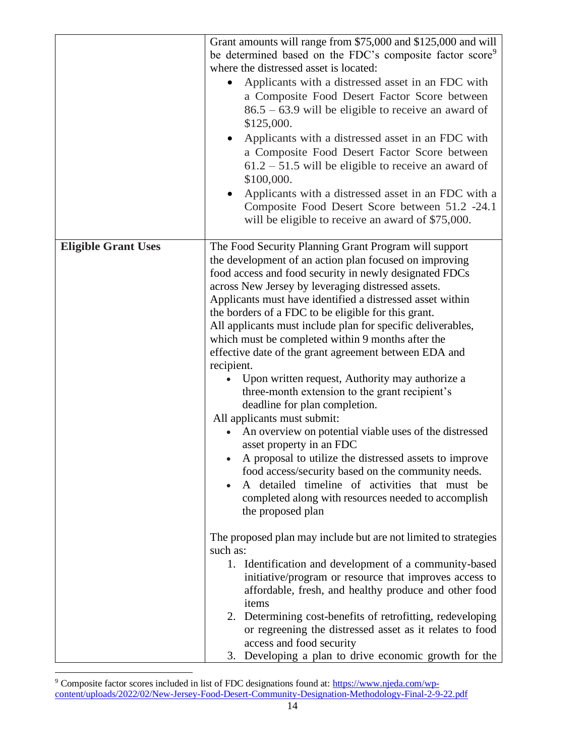| | |
|---|---|
| | Grant amounts will range from $75,000 and $125,000 and will be determined based on the FDC's composite factor score[9] where the distressed asset is located:<br>• Applicants with a distressed asset in an FDC with a Composite Food Desert Factor Score between 86.5 – 63.9 will be eligible to receive an award of $125,000.<br>• Applicants with a distressed asset in an FDC with a Composite Food Desert Factor Score between 61.2 – 51.5 will be eligible to receive an award of $100,000.<br>• Applicants with a distressed asset in an FDC with a Composite Food Desert Score between 51.2 -24.1 will be eligible to receive an award of $75,000. |
| **Eligible Grant Uses** | The Food Security Planning Grant Program will support the development of an action plan focused on improving food access and food security in newly designated FDCs across New Jersey by leveraging distressed assets. Applicants must have identified a distressed asset within the borders of a FDC to be eligible for this grant.<br>All applicants must include plan for specific deliverables, which must be completed within 9 months after the effective date of the grant agreement between EDA and recipient.<br>• Upon written request, Authority may authorize a three-month extension to the grant recipient's deadline for plan completion.<br>All applicants must submit:<br>• An overview on potential viable uses of the distressed asset property in an FDC<br>• A proposal to utilize the distressed assets to improve food access/security based on the community needs.<br>• A detailed timeline of activities that must be completed along with resources needed to accomplish the proposed plan<br><br>The proposed plan may include but are not limited to strategies such as:<br>1. Identification and development of a community-based initiative/program or resource that improves access to affordable, fresh, and healthy produce and other food items<br>2. Determining cost-benefits of retrofitting, redeveloping or regreening the distressed asset as it relates to food access and food security<br>3. Developing a plan to drive economic growth for the |

[9] Composite factor scores included in list of FDC designations found at: https://www.njeda.com/wp-content/uploads/2022/02/New-Jersey-Food-Desert-Community-Designation-Methodology-Final-2-9-22.pdf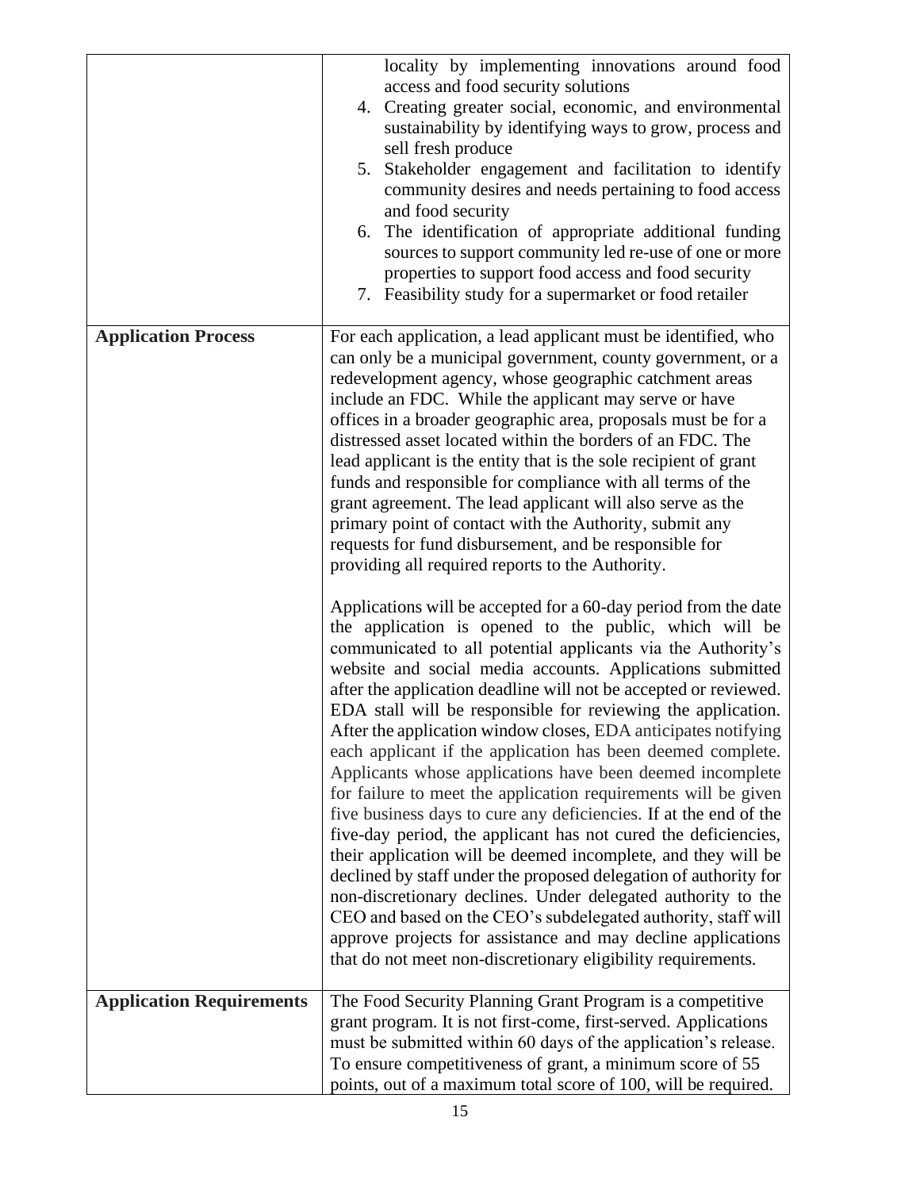| | |
|---|---|
| | locality by implementing innovations around food access and food security solutions<br>4. Creating greater social, economic, and environmental sustainability by identifying ways to grow, process and sell fresh produce<br>5. Stakeholder engagement and facilitation to identify community desires and needs pertaining to food access and food security<br>6. The identification of appropriate additional funding sources to support community led re-use of one or more properties to support food access and food security<br>7. Feasibility study for a supermarket or food retailer |
| **Application Process** | For each application, a lead applicant must be identified, who can only be a municipal government, county government, or a redevelopment agency, whose geographic catchment areas include an FDC. While the applicant may serve or have offices in a broader geographic area, proposals must be for a distressed asset located within the borders of an FDC. The lead applicant is the entity that is the sole recipient of grant funds and responsible for compliance with all terms of the grant agreement. The lead applicant will also serve as the primary point of contact with the Authority, submit any requests for fund disbursement, and be responsible for providing all required reports to the Authority.<br><br>Applications will be accepted for a 60-day period from the date the application is opened to the public, which will be communicated to all potential applicants via the Authority's website and social media accounts. Applications submitted after the application deadline will not be accepted or reviewed. EDA stall will be responsible for reviewing the application. After the application window closes, EDA anticipates notifying each applicant if the application has been deemed complete. Applicants whose applications have been deemed incomplete for failure to meet the application requirements will be given five business days to cure any deficiencies. If at the end of the five-day period, the applicant has not cured the deficiencies, their application will be deemed incomplete, and they will be declined by staff under the proposed delegation of authority for non-discretionary declines. Under delegated authority to the CEO and based on the CEO's subdelegated authority, staff will approve projects for assistance and may decline applications that do not meet non-discretionary eligibility requirements. |
| **Application Requirements** | The Food Security Planning Grant Program is a competitive grant program. It is not first-come, first-served. Applications must be submitted within 60 days of the application's release. To ensure competitiveness of grant, a minimum score of 55 points, out of a maximum total score of 100, will be required. |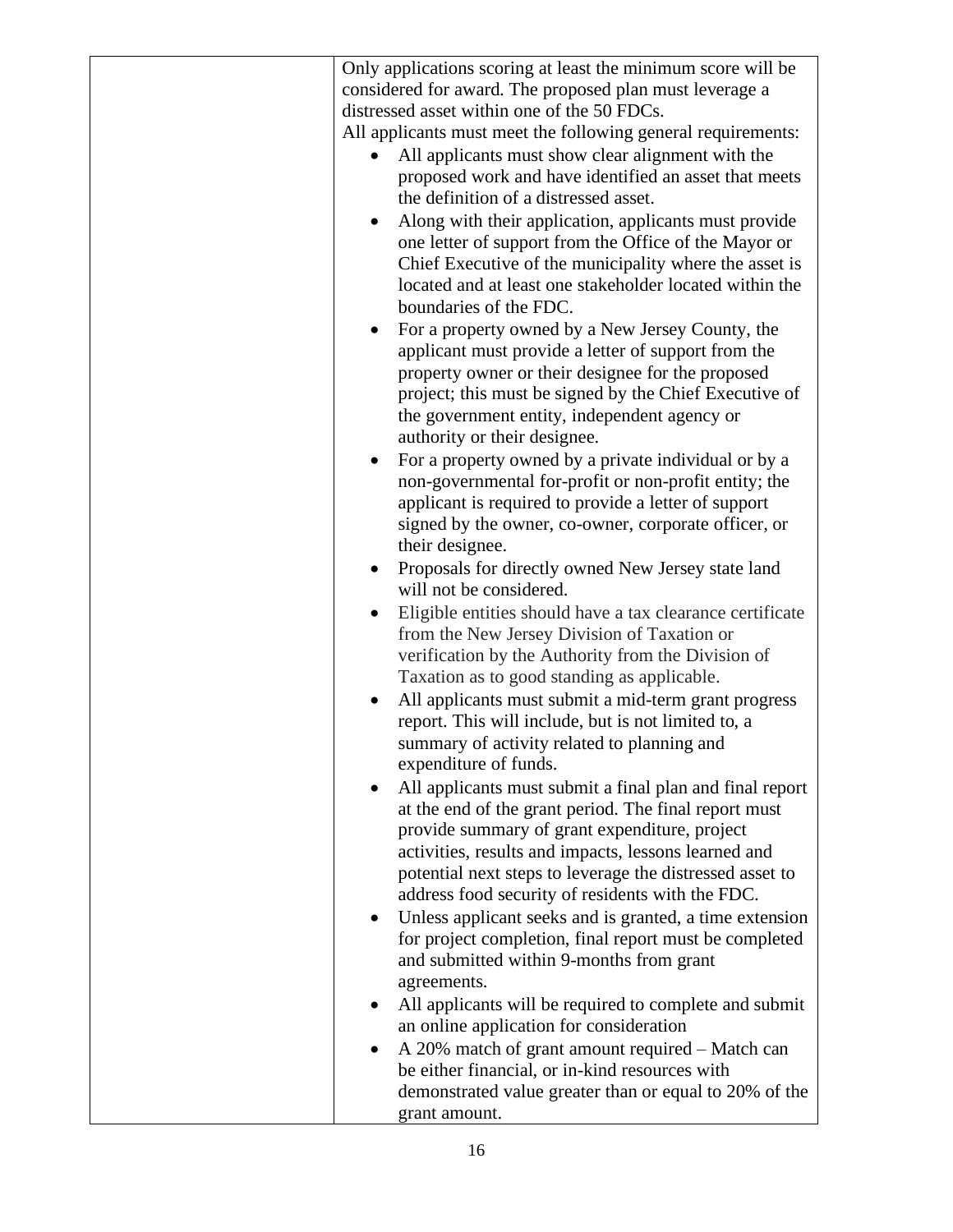| | Only applications scoring at least the minimum score will be considered for award. The proposed plan must leverage a distressed asset within one of the 50 FDCs.<br>All applicants must meet the following general requirements:<br>• All applicants must show clear alignment with the proposed work and have identified an asset that meets the definition of a distressed asset.<br>• Along with their application, applicants must provide one letter of support from the Office of the Mayor or Chief Executive of the municipality where the asset is located and at least one stakeholder located within the boundaries of the FDC.<br>• For a property owned by a New Jersey County, the applicant must provide a letter of support from the property owner or their designee for the proposed project; this must be signed by the Chief Executive of the government entity, independent agency or authority or their designee.<br>• For a property owned by a private individual or by a non-governmental for-profit or non-profit entity; the applicant is required to provide a letter of support signed by the owner, co-owner, corporate officer, or their designee.<br>• Proposals for directly owned New Jersey state land will not be considered.<br>• Eligible entities should have a tax clearance certificate from the New Jersey Division of Taxation or verification by the Authority from the Division of Taxation as to good standing as applicable.<br>• All applicants must submit a mid-term grant progress report. This will include, but is not limited to, a summary of activity related to planning and expenditure of funds.<br>• All applicants must submit a final plan and final report at the end of the grant period. The final report must provide summary of grant expenditure, project activities, results and impacts, lessons learned and potential next steps to leverage the distressed asset to address food security of residents with the FDC.<br>• Unless applicant seeks and is granted, a time extension for project completion, final report must be completed and submitted within 9-months from grant agreements.<br>• All applicants will be required to complete and submit an online application for consideration<br>• A 20% match of grant amount required – Match can be either financial, or in-kind resources with demonstrated value greater than or equal to 20% of the grant amount. |
|---|---|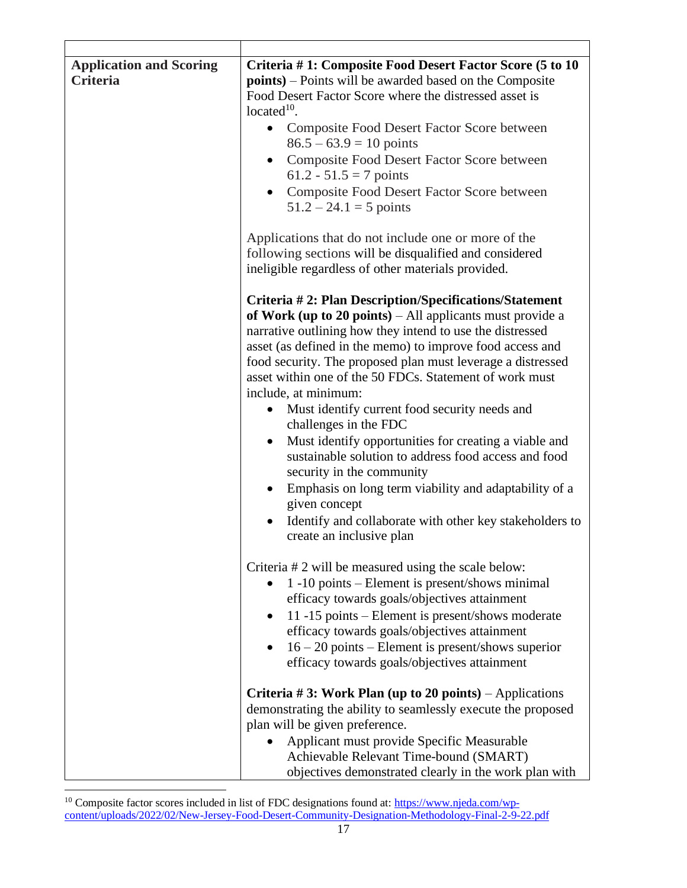| | |
|---|---|
| **Application and Scoring Criteria** | **Criteria # 1: Composite Food Desert Factor Score (5 to 10 points)** – Points will be awarded based on the Composite Food Desert Factor Score where the distressed asset is located[10].<br>• Composite Food Desert Factor Score between 86.5 – 63.9 = 10 points<br>• Composite Food Desert Factor Score between 61.2 - 51.5 = 7 points<br>• Composite Food Desert Factor Score between 51.2 – 24.1 = 5 points<br><br>Applications that do not include one or more of the following sections will be disqualified and considered ineligible regardless of other materials provided.<br><br>**Criteria # 2: Plan Description/Specifications/Statement of Work (up to 20 points)** – All applicants must provide a narrative outlining how they intend to use the distressed asset (as defined in the memo) to improve food access and food security. The proposed plan must leverage a distressed asset within one of the 50 FDCs. Statement of work must include, at minimum:<br>• Must identify current food security needs and challenges in the FDC<br>• Must identify opportunities for creating a viable and sustainable solution to address food access and food security in the community<br>• Emphasis on long term viability and adaptability of a given concept<br>• Identify and collaborate with other key stakeholders to create an inclusive plan<br><br>Criteria # 2 will be measured using the scale below:<br>• 1 -10 points – Element is present/shows minimal efficacy towards goals/objectives attainment<br>• 11 -15 points – Element is present/shows moderate efficacy towards goals/objectives attainment<br>• 16 – 20 points – Element is present/shows superior efficacy towards goals/objectives attainment<br><br>**Criteria # 3: Work Plan (up to 20 points)** – Applications demonstrating the ability to seamlessly execute the proposed plan will be given preference.<br>• Applicant must provide Specific Measurable Achievable Relevant Time-bound (SMART) objectives demonstrated clearly in the work plan with |

[10] Composite factor scores included in list of FDC designations found at: https://www.njeda.com/wp-content/uploads/2022/02/New-Jersey-Food-Desert-Community-Designation-Methodology-Final-2-9-22.pdf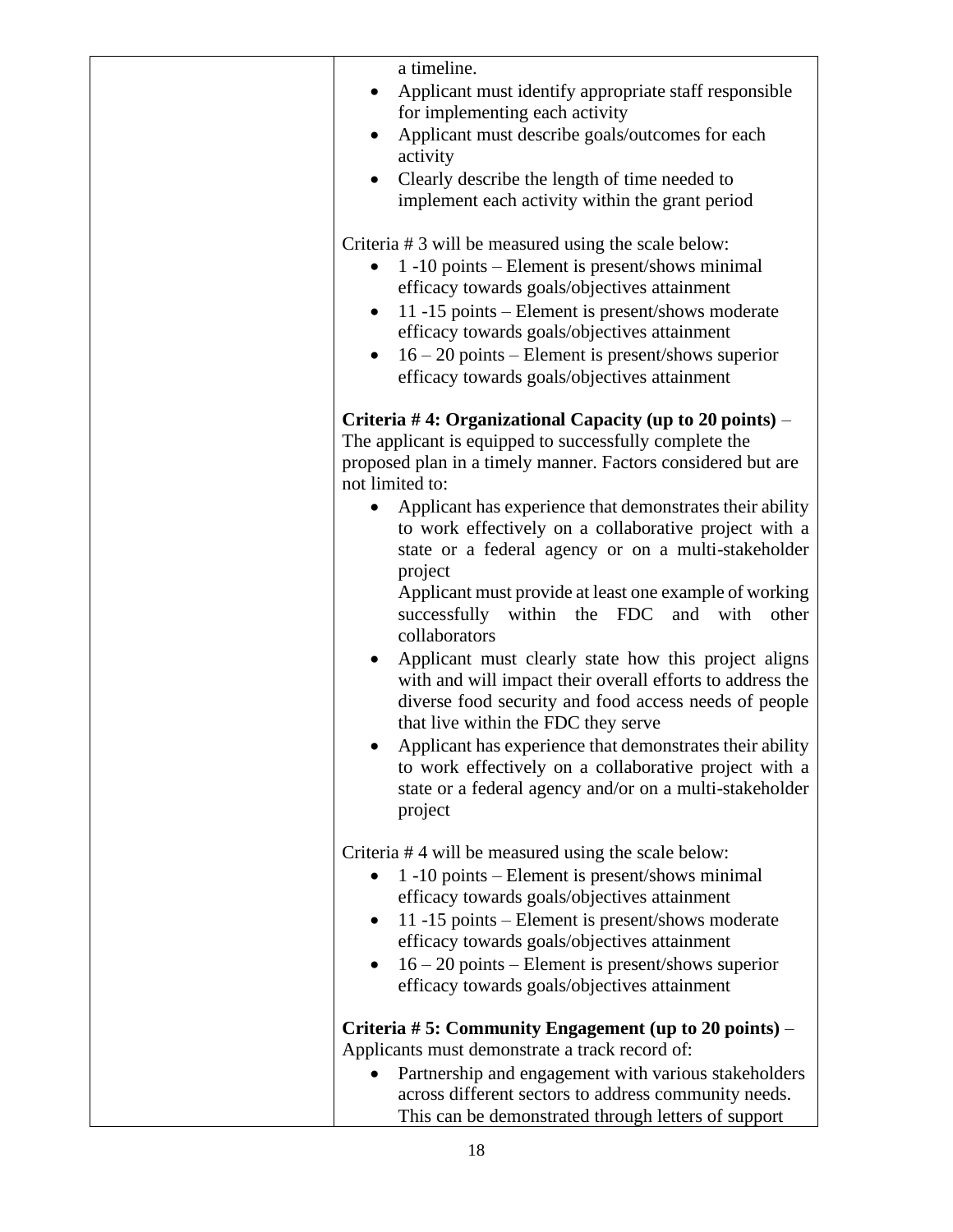| | |
|---|---|
| | a timeline.<br>• Applicant must identify appropriate staff responsible for implementing each activity<br>• Applicant must describe goals/outcomes for each activity<br>• Clearly describe the length of time needed to implement each activity within the grant period<br><br>Criteria # 3 will be measured using the scale below:<br>• 1 -10 points – Element is present/shows minimal efficacy towards goals/objectives attainment<br>• 11 -15 points – Element is present/shows moderate efficacy towards goals/objectives attainment<br>• 16 – 20 points – Element is present/shows superior efficacy towards goals/objectives attainment<br><br>**Criteria # 4: Organizational Capacity (up to 20 points)** – The applicant is equipped to successfully complete the proposed plan in a timely manner. Factors considered but are not limited to:<br>• Applicant has experience that demonstrates their ability to work effectively on a collaborative project with a state or a federal agency or on a multi-stakeholder project<br>Applicant must provide at least one example of working successfully within the FDC and with other collaborators<br>• Applicant must clearly state how this project aligns with and will impact their overall efforts to address the diverse food security and food access needs of people that live within the FDC they serve<br>• Applicant has experience that demonstrates their ability to work effectively on a collaborative project with a state or a federal agency and/or on a multi-stakeholder project<br><br>Criteria # 4 will be measured using the scale below:<br>• 1 -10 points – Element is present/shows minimal efficacy towards goals/objectives attainment<br>• 11 -15 points – Element is present/shows moderate efficacy towards goals/objectives attainment<br>• 16 – 20 points – Element is present/shows superior efficacy towards goals/objectives attainment<br><br>**Criteria # 5: Community Engagement (up to 20 points)** – Applicants must demonstrate a track record of:<br>• Partnership and engagement with various stakeholders across different sectors to address community needs. This can be demonstrated through letters of support |